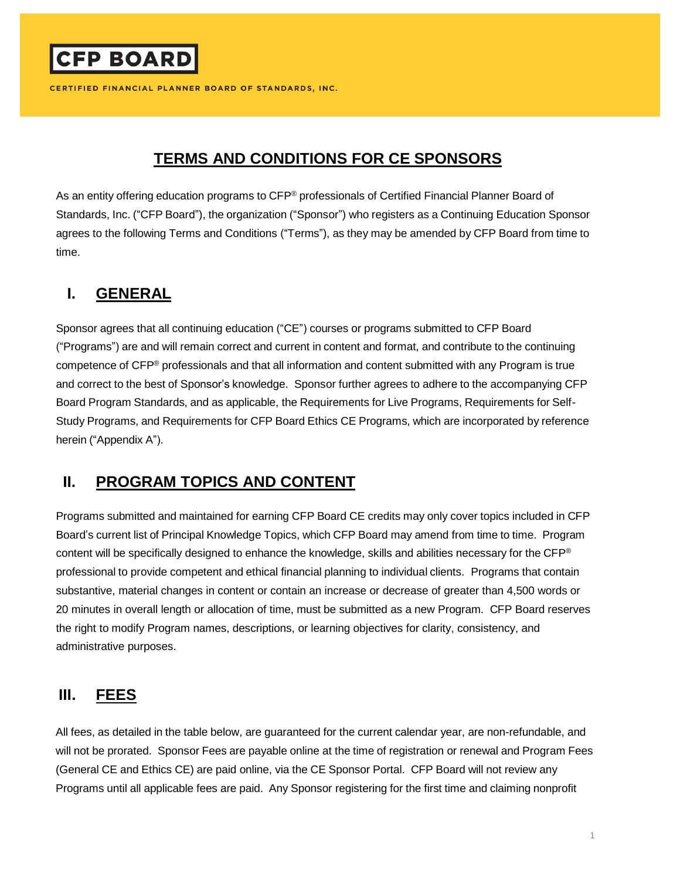CFP BOARD

CERTIFIED FINANCIAL PLANNER BOARD OF STANDARDS, INC.

# TERMS AND CONDITIONS FOR CE SPONSORS

As an entity offering education programs to CFP® professionals of Certified Financial Planner Board of Standards, Inc. ("CFP Board"), the organization ("Sponsor") who registers as a Continuing Education Sponsor agrees to the following Terms and Conditions ("Terms"), as they may be amended by CFP Board from time to time.

## I. GENERAL

Sponsor agrees that all continuing education ("CE") courses or programs submitted to CFP Board ("Programs") are and will remain correct and current in content and format, and contribute to the continuing competence of CFP® professionals and that all information and content submitted with any Program is true and correct to the best of Sponsor's knowledge. Sponsor further agrees to adhere to the accompanying CFP Board Program Standards, and as applicable, the Requirements for Live Programs, Requirements for Self-Study Programs, and Requirements for CFP Board Ethics CE Programs, which are incorporated by reference herein ("Appendix A").

## II. PROGRAM TOPICS AND CONTENT

Programs submitted and maintained for earning CFP Board CE credits may only cover topics included in CFP Board's current list of Principal Knowledge Topics, which CFP Board may amend from time to time. Program content will be specifically designed to enhance the knowledge, skills and abilities necessary for the CFP® professional to provide competent and ethical financial planning to individual clients. Programs that contain substantive, material changes in content or contain an increase or decrease of greater than 4,500 words or 20 minutes in overall length or allocation of time, must be submitted as a new Program. CFP Board reserves the right to modify Program names, descriptions, or learning objectives for clarity, consistency, and administrative purposes.

## III. FEES

All fees, as detailed in the table below, are guaranteed for the current calendar year, are non-refundable, and will not be prorated. Sponsor Fees are payable online at the time of registration or renewal and Program Fees (General CE and Ethics CE) are paid online, via the CE Sponsor Portal. CFP Board will not review any Programs until all applicable fees are paid. Any Sponsor registering for the first time and claiming nonprofit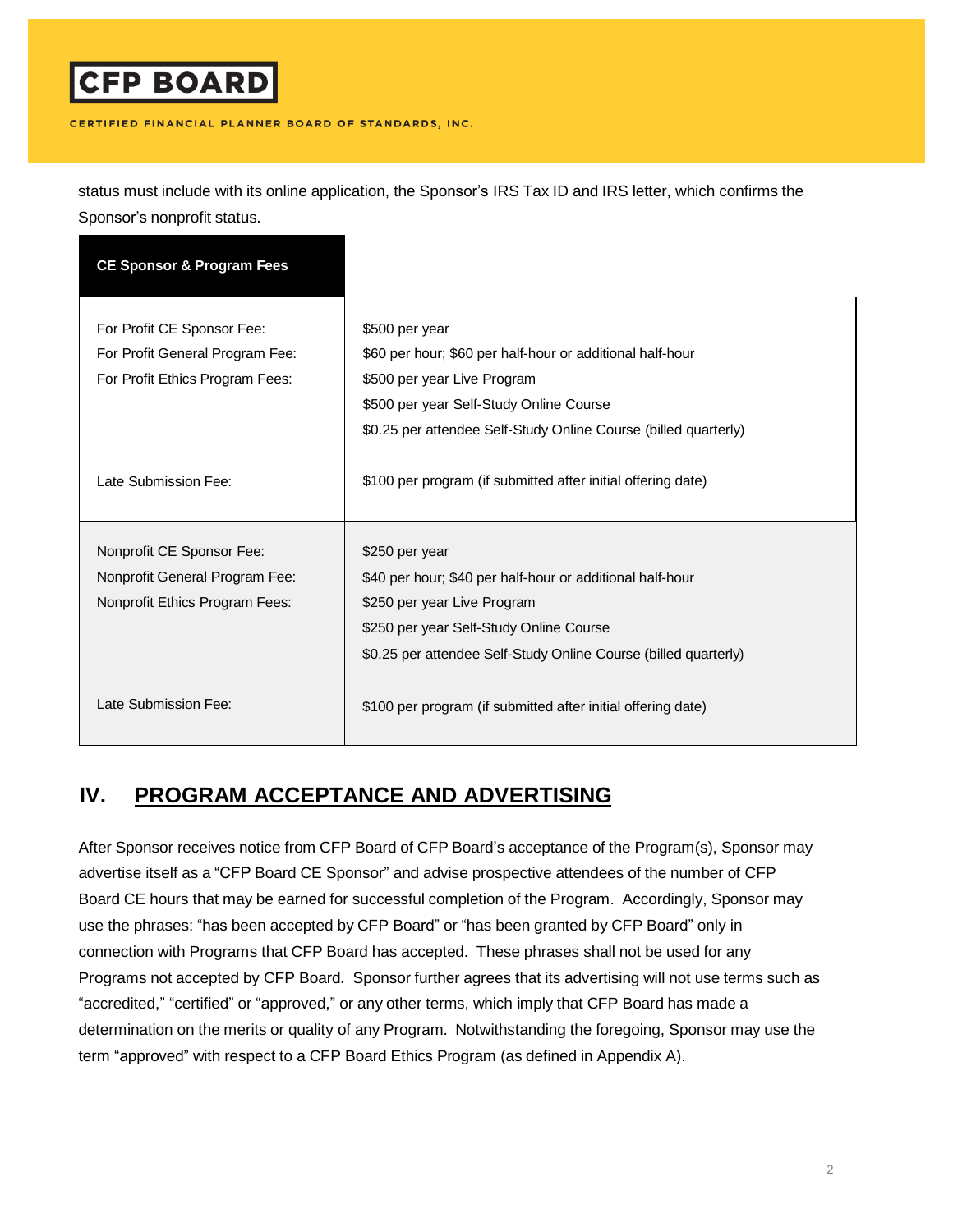status must include with its online application, the Sponsor's IRS Tax ID and IRS letter, which confirms the Sponsor's nonprofit status.

| CE Sponsor & Program Fees | |
|---|---|
| For Profit CE Sponsor Fee:<br>For Profit General Program Fee:<br>For Profit Ethics Program Fees:<br><br><br>Late Submission Fee: | $500 per year<br>$60 per hour; $60 per half-hour or additional half-hour<br>$500 per year Live Program<br>$500 per year Self-Study Online Course<br>$0.25 per attendee Self-Study Online Course (billed quarterly)<br><br>$100 per program (if submitted after initial offering date) |
| Nonprofit CE Sponsor Fee:<br>Nonprofit General Program Fee:<br>Nonprofit Ethics Program Fees:<br><br><br>Late Submission Fee: | $250 per year<br>$40 per hour; $40 per half-hour or additional half-hour<br>$250 per year Live Program<br>$250 per year Self-Study Online Course<br>$0.25 per attendee Self-Study Online Course (billed quarterly)<br><br>$100 per program (if submitted after initial offering date) |

## IV. PROGRAM ACCEPTANCE AND ADVERTISING

After Sponsor receives notice from CFP Board of CFP Board's acceptance of the Program(s), Sponsor may advertise itself as a "CFP Board CE Sponsor" and advise prospective attendees of the number of CFP Board CE hours that may be earned for successful completion of the Program. Accordingly, Sponsor may use the phrases: "has been accepted by CFP Board" or "has been granted by CFP Board" only in connection with Programs that CFP Board has accepted. These phrases shall not be used for any Programs not accepted by CFP Board. Sponsor further agrees that its advertising will not use terms such as "accredited," "certified" or "approved," or any other terms, which imply that CFP Board has made a determination on the merits or quality of any Program. Notwithstanding the foregoing, Sponsor may use the term "approved" with respect to a CFP Board Ethics Program (as defined in Appendix A).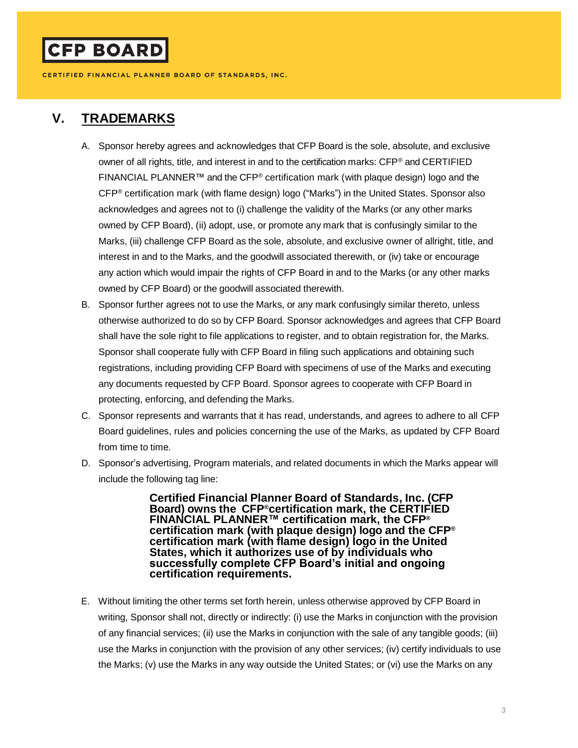## V. TRADEMARKS

A. Sponsor hereby agrees and acknowledges that CFP Board is the sole, absolute, and exclusive owner of all rights, title, and interest in and to the certification marks: CFP® and CERTIFIED FINANCIAL PLANNER™ and the CFP® certification mark (with plaque design) logo and the CFP® certification mark (with flame design) logo ("Marks") in the United States. Sponsor also acknowledges and agrees not to (i) challenge the validity of the Marks (or any other marks owned by CFP Board), (ii) adopt, use, or promote any mark that is confusingly similar to the Marks, (iii) challenge CFP Board as the sole, absolute, and exclusive owner of allright, title, and interest in and to the Marks, and the goodwill associated therewith, or (iv) take or encourage any action which would impair the rights of CFP Board in and to the Marks (or any other marks owned by CFP Board) or the goodwill associated therewith.

B. Sponsor further agrees not to use the Marks, or any mark confusingly similar thereto, unless otherwise authorized to do so by CFP Board. Sponsor acknowledges and agrees that CFP Board shall have the sole right to file applications to register, and to obtain registration for, the Marks. Sponsor shall cooperate fully with CFP Board in filing such applications and obtaining such registrations, including providing CFP Board with specimens of use of the Marks and executing any documents requested by CFP Board. Sponsor agrees to cooperate with CFP Board in protecting, enforcing, and defending the Marks.

C. Sponsor represents and warrants that it has read, understands, and agrees to adhere to all CFP Board guidelines, rules and policies concerning the use of the Marks, as updated by CFP Board from time to time.

D. Sponsor's advertising, Program materials, and related documents in which the Marks appear will include the following tag line:

> **Certified Financial Planner Board of Standards, Inc. (CFP Board) owns the CFP® certification mark, the CERTIFIED FINANCIAL PLANNER™ certification mark, the CFP® certification mark (with plaque design) logo and the CFP® certification mark (with flame design) logo in the United States, which it authorizes use of by individuals who successfully complete CFP Board's initial and ongoing certification requirements.**

E. Without limiting the other terms set forth herein, unless otherwise approved by CFP Board in writing, Sponsor shall not, directly or indirectly: (i) use the Marks in conjunction with the provision of any financial services; (ii) use the Marks in conjunction with the sale of any tangible goods; (iii) use the Marks in conjunction with the provision of any other services; (iv) certify individuals to use the Marks; (v) use the Marks in any way outside the United States; or (vi) use the Marks on any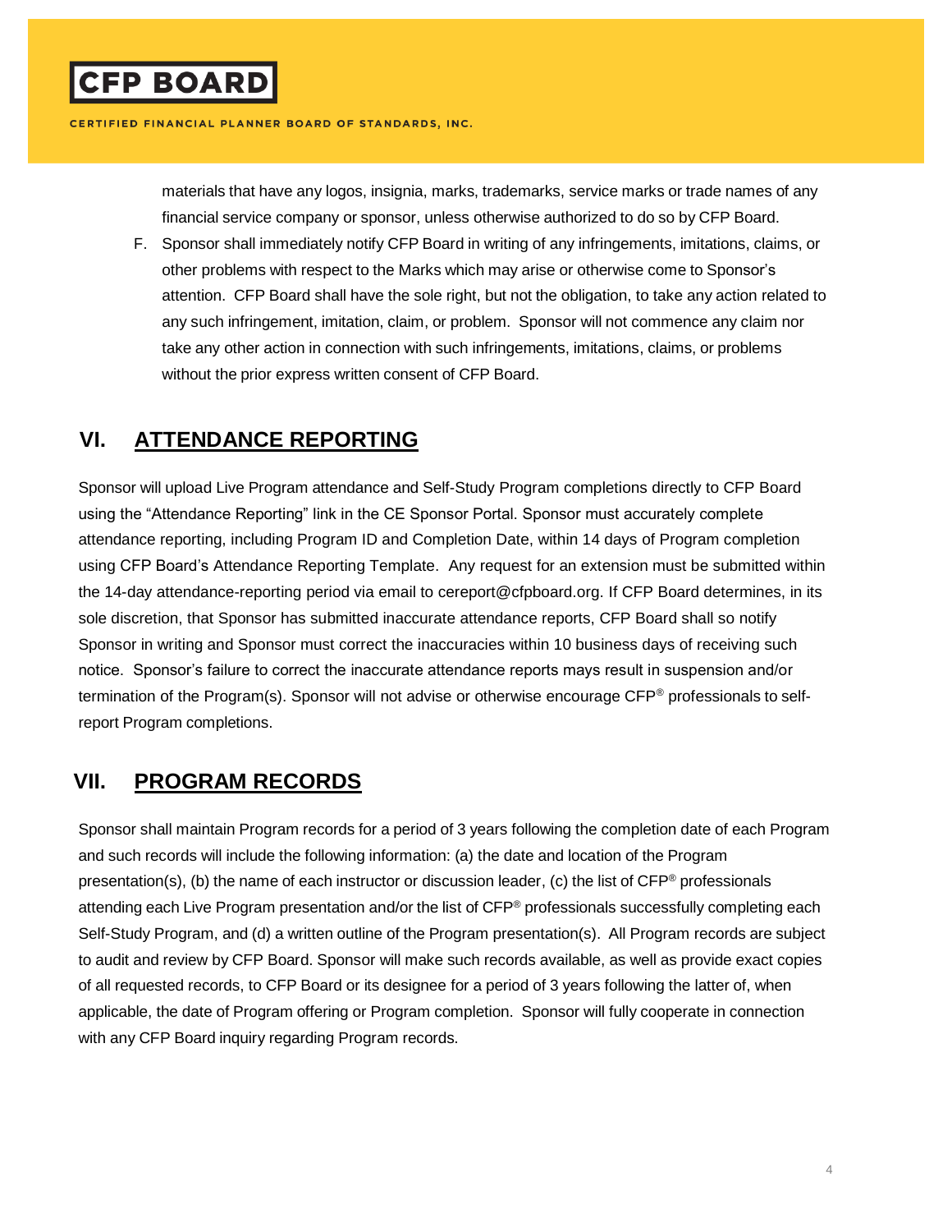materials that have any logos, insignia, marks, trademarks, service marks or trade names of any financial service company or sponsor, unless otherwise authorized to do so by CFP Board.

F. Sponsor shall immediately notify CFP Board in writing of any infringements, imitations, claims, or other problems with respect to the Marks which may arise or otherwise come to Sponsor's attention. CFP Board shall have the sole right, but not the obligation, to take any action related to any such infringement, imitation, claim, or problem. Sponsor will not commence any claim nor take any other action in connection with such infringements, imitations, claims, or problems without the prior express written consent of CFP Board.

## VI. ATTENDANCE REPORTING

Sponsor will upload Live Program attendance and Self-Study Program completions directly to CFP Board using the "Attendance Reporting" link in the CE Sponsor Portal. Sponsor must accurately complete attendance reporting, including Program ID and Completion Date, within 14 days of Program completion using CFP Board's Attendance Reporting Template. Any request for an extension must be submitted within the 14-day attendance-reporting period via email to cereport@cfpboard.org. If CFP Board determines, in its sole discretion, that Sponsor has submitted inaccurate attendance reports, CFP Board shall so notify Sponsor in writing and Sponsor must correct the inaccuracies within 10 business days of receiving such notice. Sponsor's failure to correct the inaccurate attendance reports mays result in suspension and/or termination of the Program(s). Sponsor will not advise or otherwise encourage CFP® professionals to self-report Program completions.

## VII. PROGRAM RECORDS

Sponsor shall maintain Program records for a period of 3 years following the completion date of each Program and such records will include the following information: (a) the date and location of the Program presentation(s), (b) the name of each instructor or discussion leader, (c) the list of CFP® professionals attending each Live Program presentation and/or the list of CFP® professionals successfully completing each Self-Study Program, and (d) a written outline of the Program presentation(s). All Program records are subject to audit and review by CFP Board. Sponsor will make such records available, as well as provide exact copies of all requested records, to CFP Board or its designee for a period of 3 years following the latter of, when applicable, the date of Program offering or Program completion. Sponsor will fully cooperate in connection with any CFP Board inquiry regarding Program records.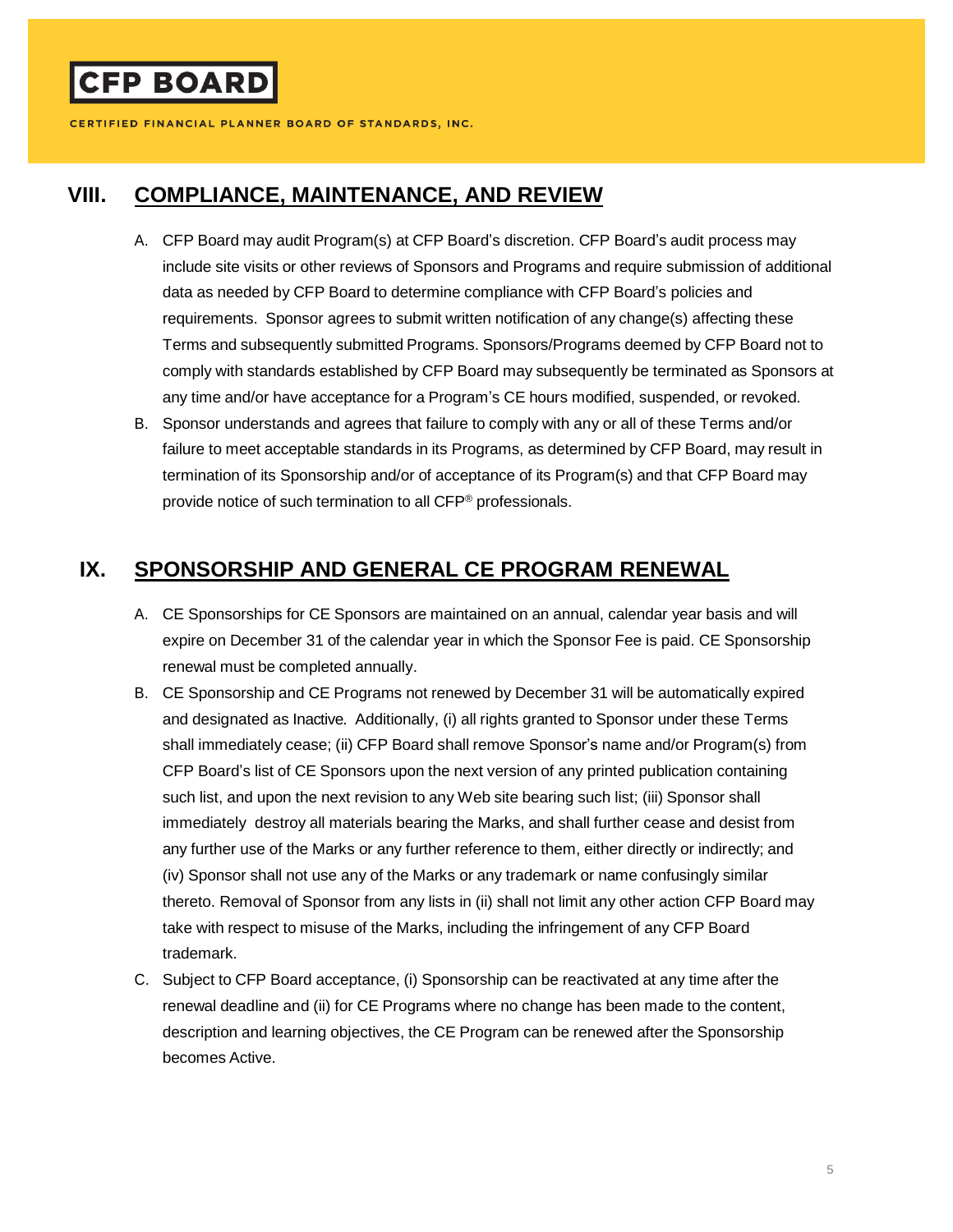## VIII. COMPLIANCE, MAINTENANCE, AND REVIEW

A. CFP Board may audit Program(s) at CFP Board's discretion. CFP Board's audit process may include site visits or other reviews of Sponsors and Programs and require submission of additional data as needed by CFP Board to determine compliance with CFP Board's policies and requirements. Sponsor agrees to submit written notification of any change(s) affecting these Terms and subsequently submitted Programs. Sponsors/Programs deemed by CFP Board not to comply with standards established by CFP Board may subsequently be terminated as Sponsors at any time and/or have acceptance for a Program's CE hours modified, suspended, or revoked.

B. Sponsor understands and agrees that failure to comply with any or all of these Terms and/or failure to meet acceptable standards in its Programs, as determined by CFP Board, may result in termination of its Sponsorship and/or of acceptance of its Program(s) and that CFP Board may provide notice of such termination to all CFP® professionals.

## IX. SPONSORSHIP AND GENERAL CE PROGRAM RENEWAL

A. CE Sponsorships for CE Sponsors are maintained on an annual, calendar year basis and will expire on December 31 of the calendar year in which the Sponsor Fee is paid. CE Sponsorship renewal must be completed annually.

B. CE Sponsorship and CE Programs not renewed by December 31 will be automatically expired and designated as Inactive. Additionally, (i) all rights granted to Sponsor under these Terms shall immediately cease; (ii) CFP Board shall remove Sponsor's name and/or Program(s) from CFP Board's list of CE Sponsors upon the next version of any printed publication containing such list, and upon the next revision to any Web site bearing such list; (iii) Sponsor shall immediately destroy all materials bearing the Marks, and shall further cease and desist from any further use of the Marks or any further reference to them, either directly or indirectly; and (iv) Sponsor shall not use any of the Marks or any trademark or name confusingly similar thereto. Removal of Sponsor from any lists in (ii) shall not limit any other action CFP Board may take with respect to misuse of the Marks, including the infringement of any CFP Board trademark.

C. Subject to CFP Board acceptance, (i) Sponsorship can be reactivated at any time after the renewal deadline and (ii) for CE Programs where no change has been made to the content, description and learning objectives, the CE Program can be renewed after the Sponsorship becomes Active.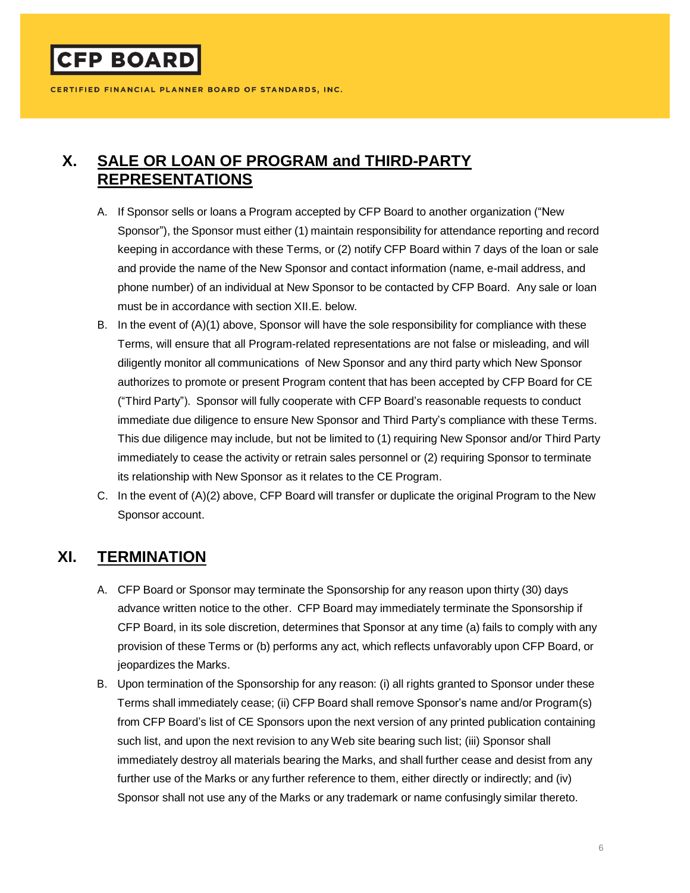## X. SALE OR LOAN OF PROGRAM and THIRD-PARTY REPRESENTATIONS

A. If Sponsor sells or loans a Program accepted by CFP Board to another organization ("New Sponsor"), the Sponsor must either (1) maintain responsibility for attendance reporting and record keeping in accordance with these Terms, or (2) notify CFP Board within 7 days of the loan or sale and provide the name of the New Sponsor and contact information (name, e-mail address, and phone number) of an individual at New Sponsor to be contacted by CFP Board. Any sale or loan must be in accordance with section XII.E. below.

B. In the event of (A)(1) above, Sponsor will have the sole responsibility for compliance with these Terms, will ensure that all Program-related representations are not false or misleading, and will diligently monitor all communications of New Sponsor and any third party which New Sponsor authorizes to promote or present Program content that has been accepted by CFP Board for CE ("Third Party"). Sponsor will fully cooperate with CFP Board's reasonable requests to conduct immediate due diligence to ensure New Sponsor and Third Party's compliance with these Terms. This due diligence may include, but not be limited to (1) requiring New Sponsor and/or Third Party immediately to cease the activity or retrain sales personnel or (2) requiring Sponsor to terminate its relationship with New Sponsor as it relates to the CE Program.

C. In the event of (A)(2) above, CFP Board will transfer or duplicate the original Program to the New Sponsor account.

## XI. TERMINATION

A. CFP Board or Sponsor may terminate the Sponsorship for any reason upon thirty (30) days advance written notice to the other. CFP Board may immediately terminate the Sponsorship if CFP Board, in its sole discretion, determines that Sponsor at any time (a) fails to comply with any provision of these Terms or (b) performs any act, which reflects unfavorably upon CFP Board, or jeopardizes the Marks.

B. Upon termination of the Sponsorship for any reason: (i) all rights granted to Sponsor under these Terms shall immediately cease; (ii) CFP Board shall remove Sponsor's name and/or Program(s) from CFP Board's list of CE Sponsors upon the next version of any printed publication containing such list, and upon the next revision to any Web site bearing such list; (iii) Sponsor shall immediately destroy all materials bearing the Marks, and shall further cease and desist from any further use of the Marks or any further reference to them, either directly or indirectly; and (iv) Sponsor shall not use any of the Marks or any trademark or name confusingly similar thereto.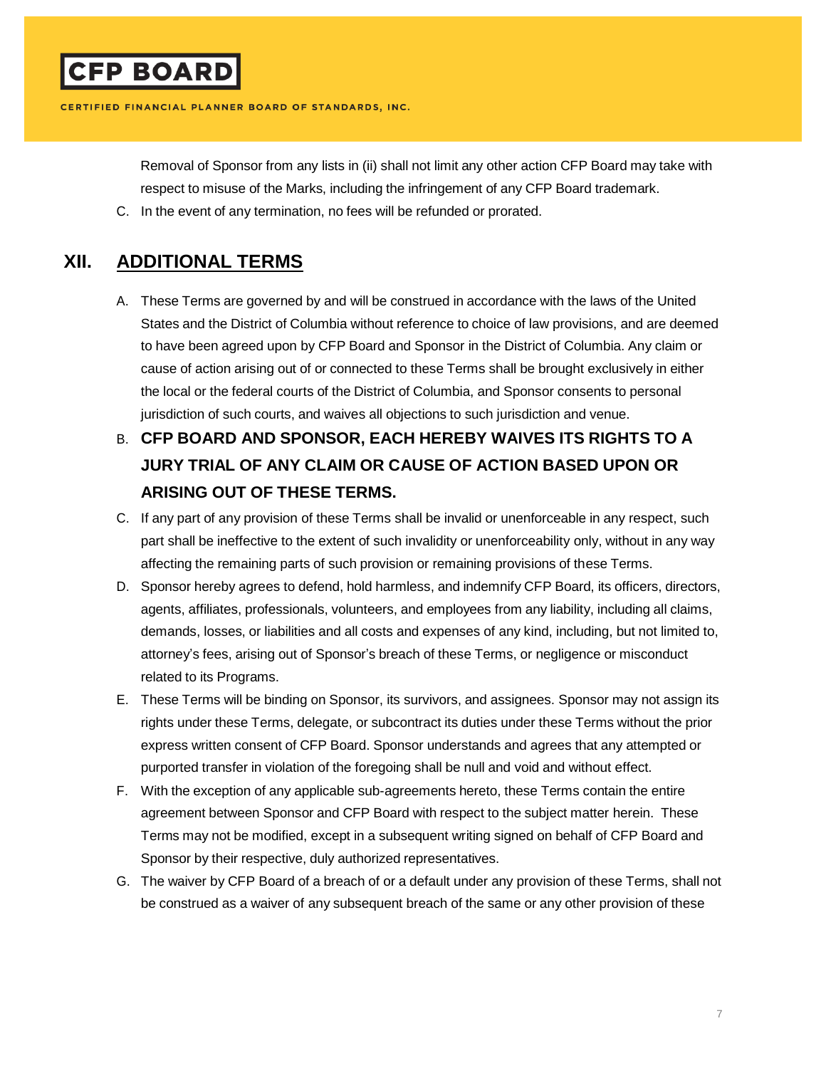Removal of Sponsor from any lists in (ii) shall not limit any other action CFP Board may take with respect to misuse of the Marks, including the infringement of any CFP Board trademark.

C. In the event of any termination, no fees will be refunded or prorated.

## XII. ADDITIONAL TERMS

A. These Terms are governed by and will be construed in accordance with the laws of the United States and the District of Columbia without reference to choice of law provisions, and are deemed to have been agreed upon by CFP Board and Sponsor in the District of Columbia. Any claim or cause of action arising out of or connected to these Terms shall be brought exclusively in either the local or the federal courts of the District of Columbia, and Sponsor consents to personal jurisdiction of such courts, and waives all objections to such jurisdiction and venue.

B. **CFP BOARD AND SPONSOR, EACH HEREBY WAIVES ITS RIGHTS TO A JURY TRIAL OF ANY CLAIM OR CAUSE OF ACTION BASED UPON OR ARISING OUT OF THESE TERMS.**

C. If any part of any provision of these Terms shall be invalid or unenforceable in any respect, such part shall be ineffective to the extent of such invalidity or unenforceability only, without in any way affecting the remaining parts of such provision or remaining provisions of these Terms.

D. Sponsor hereby agrees to defend, hold harmless, and indemnify CFP Board, its officers, directors, agents, affiliates, professionals, volunteers, and employees from any liability, including all claims, demands, losses, or liabilities and all costs and expenses of any kind, including, but not limited to, attorney's fees, arising out of Sponsor's breach of these Terms, or negligence or misconduct related to its Programs.

E. These Terms will be binding on Sponsor, its survivors, and assignees. Sponsor may not assign its rights under these Terms, delegate, or subcontract its duties under these Terms without the prior express written consent of CFP Board. Sponsor understands and agrees that any attempted or purported transfer in violation of the foregoing shall be null and void and without effect.

F. With the exception of any applicable sub-agreements hereto, these Terms contain the entire agreement between Sponsor and CFP Board with respect to the subject matter herein. These Terms may not be modified, except in a subsequent writing signed on behalf of CFP Board and Sponsor by their respective, duly authorized representatives.

G. The waiver by CFP Board of a breach of or a default under any provision of these Terms, shall not be construed as a waiver of any subsequent breach of the same or any other provision of these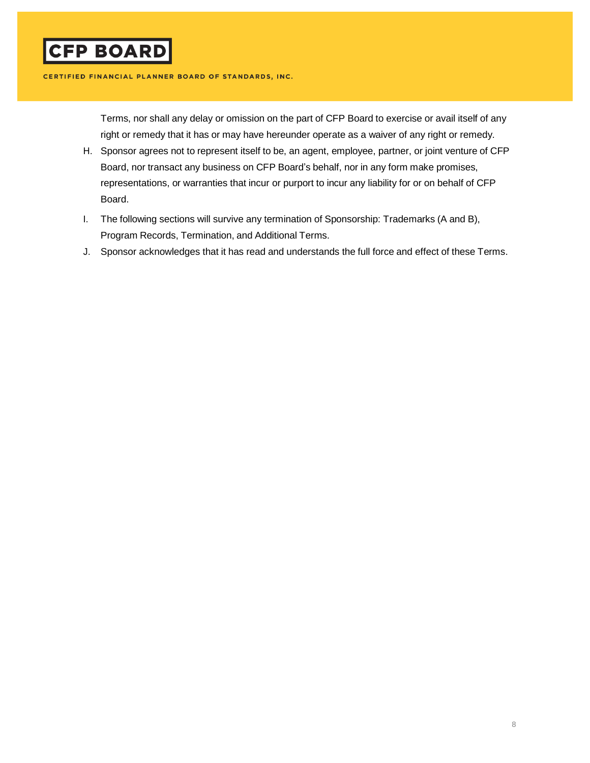Terms, nor shall any delay or omission on the part of CFP Board to exercise or avail itself of any right or remedy that it has or may have hereunder operate as a waiver of any right or remedy.

H. Sponsor agrees not to represent itself to be, an agent, employee, partner, or joint venture of CFP Board, nor transact any business on CFP Board's behalf, nor in any form make promises, representations, or warranties that incur or purport to incur any liability for or on behalf of CFP Board.

I. The following sections will survive any termination of Sponsorship: Trademarks (A and B), Program Records, Termination, and Additional Terms.

J. Sponsor acknowledges that it has read and understands the full force and effect of these Terms.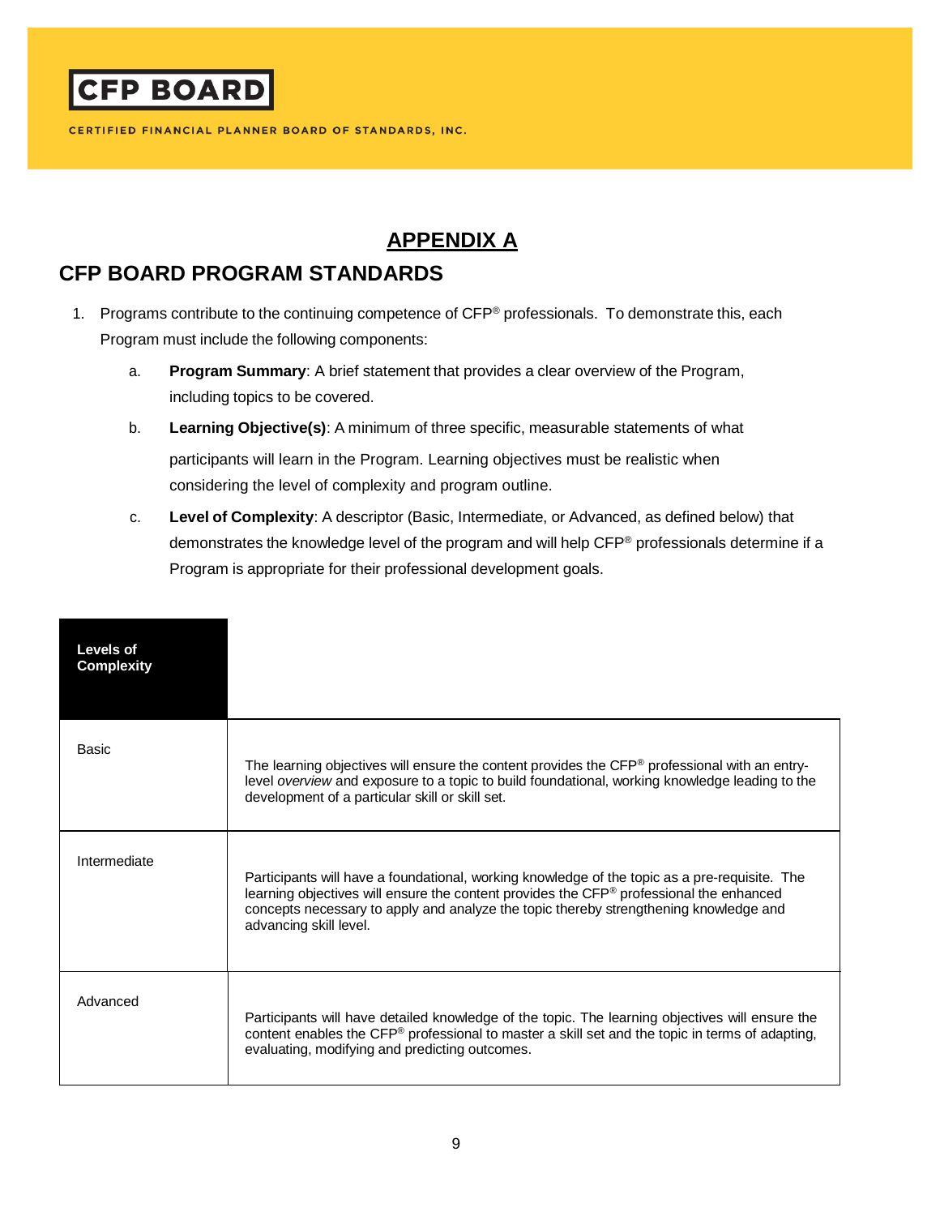# APPENDIX A

## CFP BOARD PROGRAM STANDARDS

1. Programs contribute to the continuing competence of CFP® professionals. To demonstrate this, each Program must include the following components:
    a. **Program Summary**: A brief statement that provides a clear overview of the Program, including topics to be covered.
    b. **Learning Objective(s)**: A minimum of three specific, measurable statements of what participants will learn in the Program. Learning objectives must be realistic when considering the level of complexity and program outline.
    c. **Level of Complexity**: A descriptor (Basic, Intermediate, or Advanced, as defined below) that demonstrates the knowledge level of the program and will help CFP® professionals determine if a Program is appropriate for their professional development goals.

| Levels of Complexity | |
|---|---|
| Basic | The learning objectives will ensure the content provides the CFP® professional with an entry-level *overview* and exposure to a topic to build foundational, working knowledge leading to the development of a particular skill or skill set. |
| Intermediate | Participants will have a foundational, working knowledge of the topic as a pre-requisite. The learning objectives will ensure the content provides the CFP® professional the enhanced concepts necessary to apply and analyze the topic thereby strengthening knowledge and advancing skill level. |
| Advanced | Participants will have detailed knowledge of the topic. The learning objectives will ensure the content enables the CFP® professional to master a skill set and the topic in terms of adapting, evaluating, modifying and predicting outcomes. |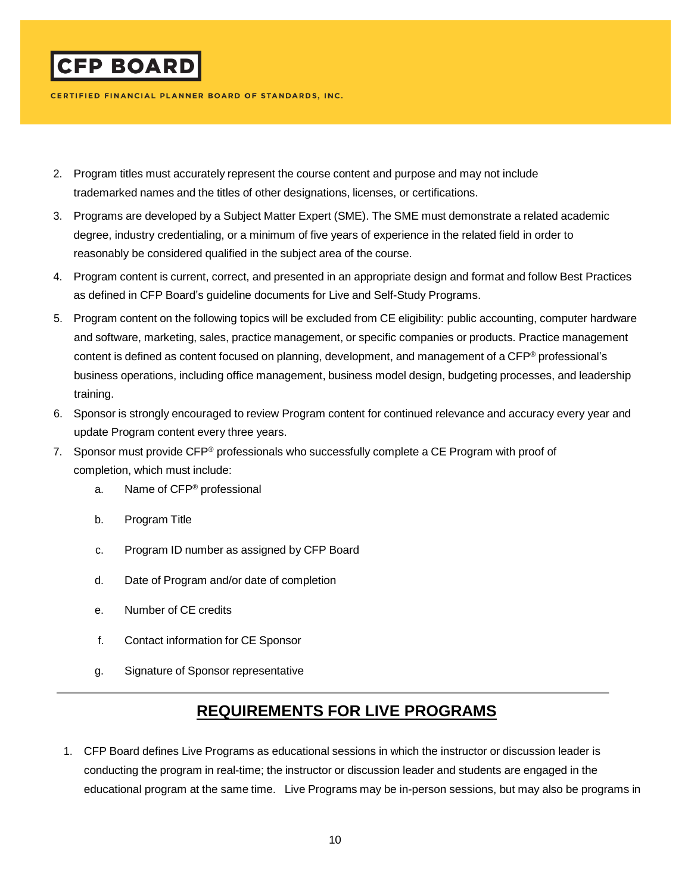2. Program titles must accurately represent the course content and purpose and may not include trademarked names and the titles of other designations, licenses, or certifications.
3. Programs are developed by a Subject Matter Expert (SME). The SME must demonstrate a related academic degree, industry credentialing, or a minimum of five years of experience in the related field in order to reasonably be considered qualified in the subject area of the course.
4. Program content is current, correct, and presented in an appropriate design and format and follow Best Practices as defined in CFP Board's guideline documents for Live and Self-Study Programs.
5. Program content on the following topics will be excluded from CE eligibility: public accounting, computer hardware and software, marketing, sales, practice management, or specific companies or products. Practice management content is defined as content focused on planning, development, and management of a CFP® professional's business operations, including office management, business model design, budgeting processes, and leadership training.
6. Sponsor is strongly encouraged to review Program content for continued relevance and accuracy every year and update Program content every three years.
7. Sponsor must provide CFP® professionals who successfully complete a CE Program with proof of completion, which must include:
   a. Name of CFP® professional
   b. Program Title
   c. Program ID number as assigned by CFP Board
   d. Date of Program and/or date of completion
   e. Number of CE credits
   f. Contact information for CE Sponsor
   g. Signature of Sponsor representative

---

## REQUIREMENTS FOR LIVE PROGRAMS

1. CFP Board defines Live Programs as educational sessions in which the instructor or discussion leader is conducting the program in real-time; the instructor or discussion leader and students are engaged in the educational program at the same time. Live Programs may be in-person sessions, but may also be programs in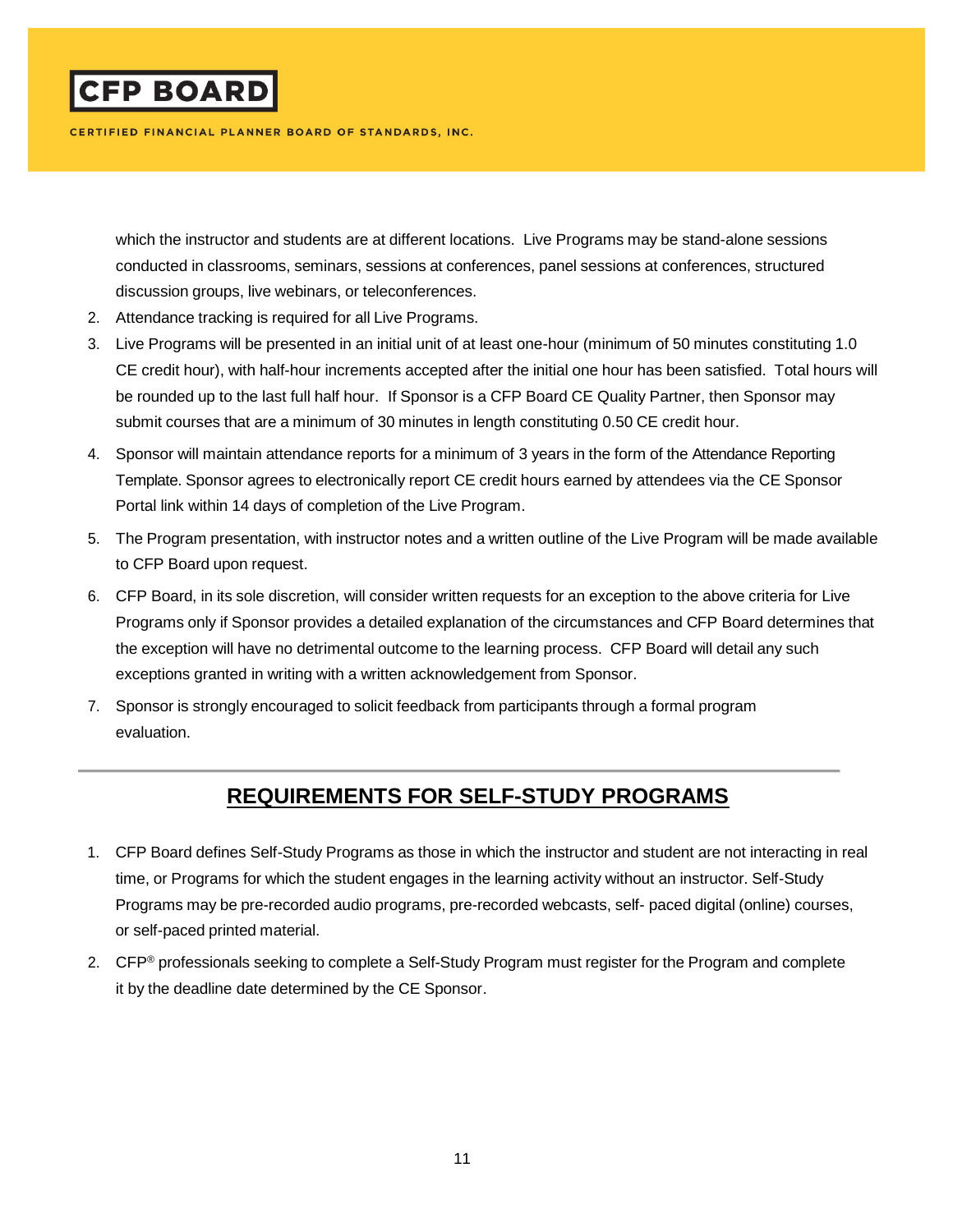which the instructor and students are at different locations. Live Programs may be stand-alone sessions conducted in classrooms, seminars, sessions at conferences, panel sessions at conferences, structured discussion groups, live webinars, or teleconferences.

2. Attendance tracking is required for all Live Programs.
3. Live Programs will be presented in an initial unit of at least one-hour (minimum of 50 minutes constituting 1.0 CE credit hour), with half-hour increments accepted after the initial one hour has been satisfied. Total hours will be rounded up to the last full half hour. If Sponsor is a CFP Board CE Quality Partner, then Sponsor may submit courses that are a minimum of 30 minutes in length constituting 0.50 CE credit hour.
4. Sponsor will maintain attendance reports for a minimum of 3 years in the form of the Attendance Reporting Template. Sponsor agrees to electronically report CE credit hours earned by attendees via the CE Sponsor Portal link within 14 days of completion of the Live Program.
5. The Program presentation, with instructor notes and a written outline of the Live Program will be made available to CFP Board upon request.
6. CFP Board, in its sole discretion, will consider written requests for an exception to the above criteria for Live Programs only if Sponsor provides a detailed explanation of the circumstances and CFP Board determines that the exception will have no detrimental outcome to the learning process. CFP Board will detail any such exceptions granted in writing with a written acknowledgement from Sponsor.
7. Sponsor is strongly encouraged to solicit feedback from participants through a formal program evaluation.

---

## REQUIREMENTS FOR SELF-STUDY PROGRAMS

1. CFP Board defines Self-Study Programs as those in which the instructor and student are not interacting in real time, or Programs for which the student engages in the learning activity without an instructor. Self-Study Programs may be pre-recorded audio programs, pre-recorded webcasts, self- paced digital (online) courses, or self-paced printed material.
2. CFP® professionals seeking to complete a Self-Study Program must register for the Program and complete it by the deadline date determined by the CE Sponsor.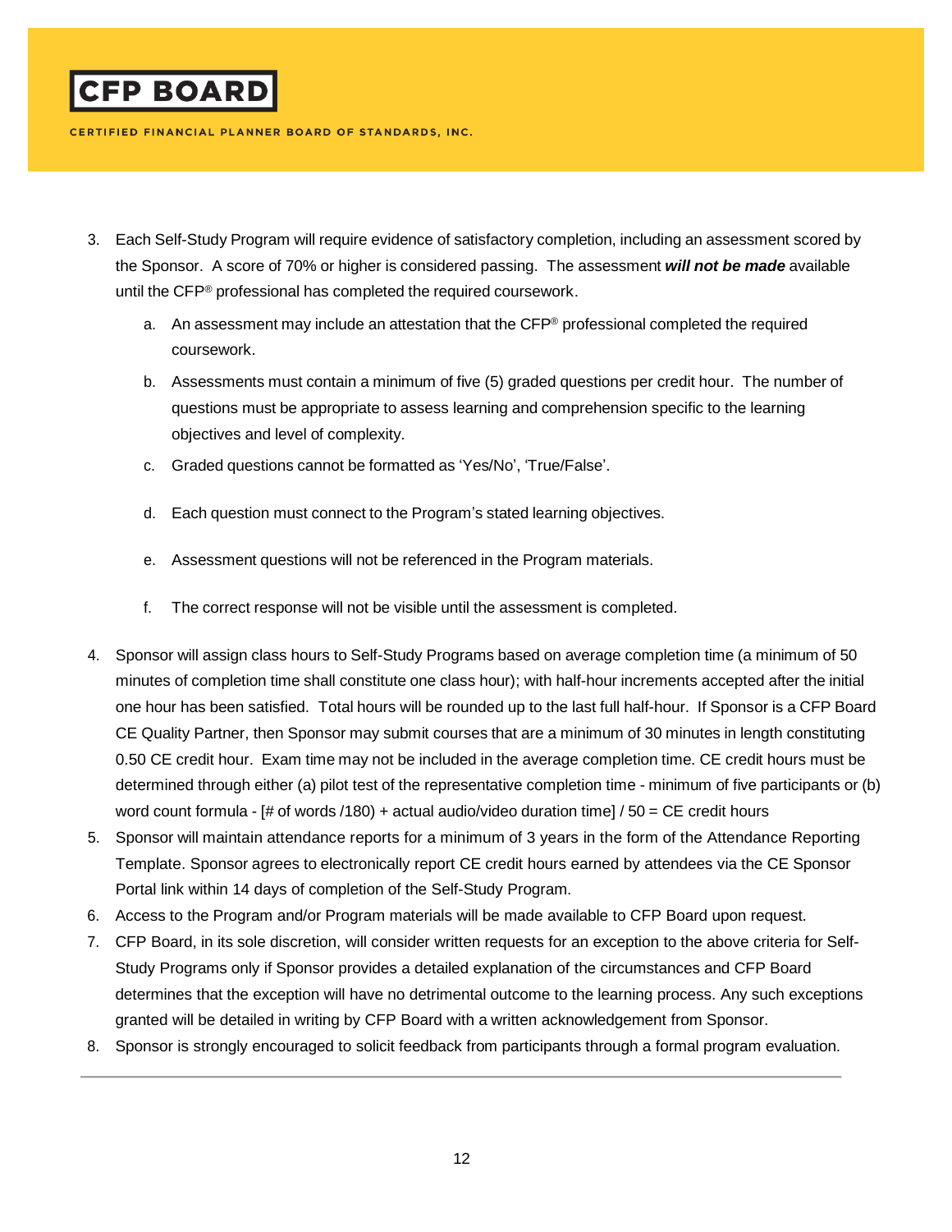3. Each Self-Study Program will require evidence of satisfactory completion, including an assessment scored by the Sponsor. A score of 70% or higher is considered passing. The assessment ***will not be made*** available until the CFP® professional has completed the required coursework.
    a. An assessment may include an attestation that the CFP® professional completed the required coursework.
    b. Assessments must contain a minimum of five (5) graded questions per credit hour. The number of questions must be appropriate to assess learning and comprehension specific to the learning objectives and level of complexity.
    c. Graded questions cannot be formatted as 'Yes/No', 'True/False'.
    d. Each question must connect to the Program's stated learning objectives.
    e. Assessment questions will not be referenced in the Program materials.
    f. The correct response will not be visible until the assessment is completed.
4. Sponsor will assign class hours to Self-Study Programs based on average completion time (a minimum of 50 minutes of completion time shall constitute one class hour); with half-hour increments accepted after the initial one hour has been satisfied. Total hours will be rounded up to the last full half-hour. If Sponsor is a CFP Board CE Quality Partner, then Sponsor may submit courses that are a minimum of 30 minutes in length constituting 0.50 CE credit hour. Exam time may not be included in the average completion time. CE credit hours must be determined through either (a) pilot test of the representative completion time - minimum of five participants or (b) word count formula - [# of words /180) + actual audio/video duration time] / 50 = CE credit hours
5. Sponsor will maintain attendance reports for a minimum of 3 years in the form of the Attendance Reporting Template. Sponsor agrees to electronically report CE credit hours earned by attendees via the CE Sponsor Portal link within 14 days of completion of the Self-Study Program.
6. Access to the Program and/or Program materials will be made available to CFP Board upon request.
7. CFP Board, in its sole discretion, will consider written requests for an exception to the above criteria for Self-Study Programs only if Sponsor provides a detailed explanation of the circumstances and CFP Board determines that the exception will have no detrimental outcome to the learning process. Any such exceptions granted will be detailed in writing by CFP Board with a written acknowledgement from Sponsor.
8. Sponsor is strongly encouraged to solicit feedback from participants through a formal program evaluation.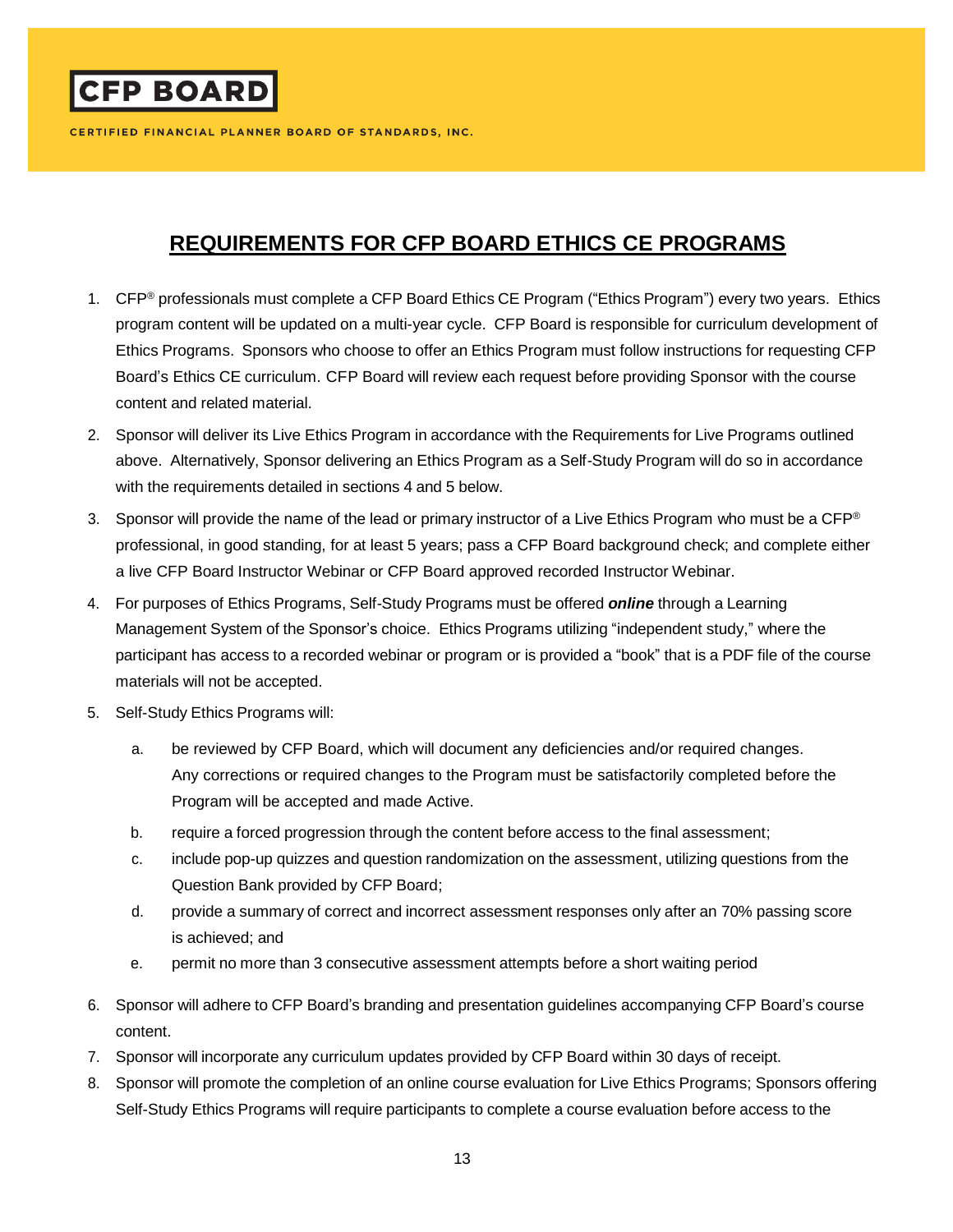CFP BOARD

CERTIFIED FINANCIAL PLANNER BOARD OF STANDARDS, INC.

# REQUIREMENTS FOR CFP BOARD ETHICS CE PROGRAMS

1. CFP® professionals must complete a CFP Board Ethics CE Program ("Ethics Program") every two years. Ethics program content will be updated on a multi-year cycle. CFP Board is responsible for curriculum development of Ethics Programs. Sponsors who choose to offer an Ethics Program must follow instructions for requesting CFP Board's Ethics CE curriculum. CFP Board will review each request before providing Sponsor with the course content and related material.
2. Sponsor will deliver its Live Ethics Program in accordance with the Requirements for Live Programs outlined above. Alternatively, Sponsor delivering an Ethics Program as a Self-Study Program will do so in accordance with the requirements detailed in sections 4 and 5 below.
3. Sponsor will provide the name of the lead or primary instructor of a Live Ethics Program who must be a CFP® professional, in good standing, for at least 5 years; pass a CFP Board background check; and complete either a live CFP Board Instructor Webinar or CFP Board approved recorded Instructor Webinar.
4. For purposes of Ethics Programs, Self-Study Programs must be offered ***online*** through a Learning Management System of the Sponsor's choice. Ethics Programs utilizing "independent study," where the participant has access to a recorded webinar or program or is provided a "book" that is a PDF file of the course materials will not be accepted.
5. Self-Study Ethics Programs will:
   a. be reviewed by CFP Board, which will document any deficiencies and/or required changes. Any corrections or required changes to the Program must be satisfactorily completed before the Program will be accepted and made Active.
   b. require a forced progression through the content before access to the final assessment;
   c. include pop-up quizzes and question randomization on the assessment, utilizing questions from the Question Bank provided by CFP Board;
   d. provide a summary of correct and incorrect assessment responses only after an 70% passing score is achieved; and
   e. permit no more than 3 consecutive assessment attempts before a short waiting period
6. Sponsor will adhere to CFP Board's branding and presentation guidelines accompanying CFP Board's course content.
7. Sponsor will incorporate any curriculum updates provided by CFP Board within 30 days of receipt.
8. Sponsor will promote the completion of an online course evaluation for Live Ethics Programs; Sponsors offering Self-Study Ethics Programs will require participants to complete a course evaluation before access to the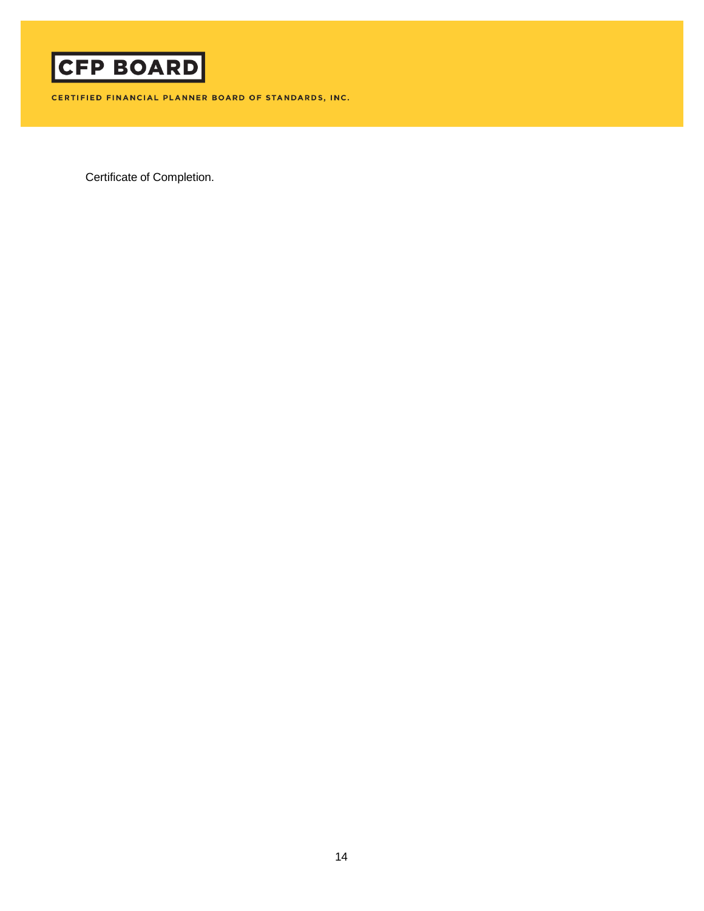Certificate of Completion.